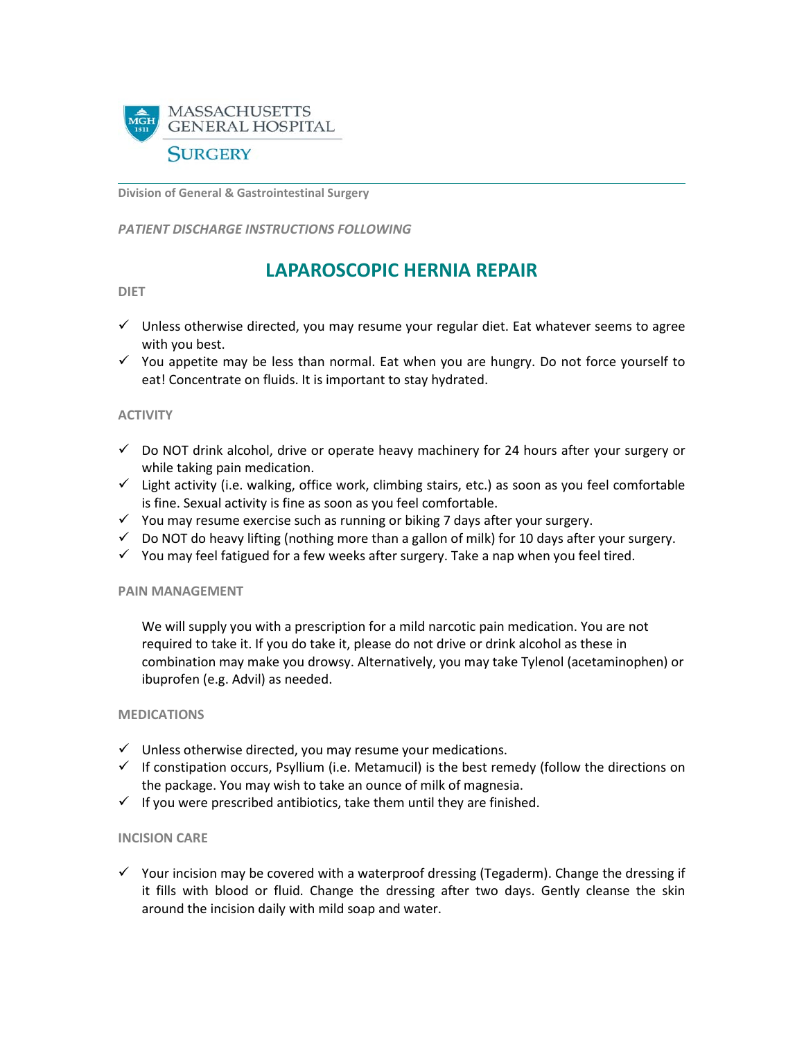MASSACHUSETTS GENERAL HOSPITAL

SURGERY

**Division of General & Gastrointestinal Surgery**

*PATIENT DISCHARGE INSTRUCTIONS FOLLOWING*

# LAPAROSCOPIC HERNIA REPAIR

## DIET

- ✓ Unless otherwise directed, you may resume your regular diet. Eat whatever seems to agree with you best.
- ✓ You appetite may be less than normal. Eat when you are hungry. Do not force yourself to eat! Concentrate on fluids. It is important to stay hydrated.

## ACTIVITY

- ✓ Do NOT drink alcohol, drive or operate heavy machinery for 24 hours after your surgery or while taking pain medication.
- ✓ Light activity (i.e. walking, office work, climbing stairs, etc.) as soon as you feel comfortable is fine. Sexual activity is fine as soon as you feel comfortable.
- ✓ You may resume exercise such as running or biking 7 days after your surgery.
- ✓ Do NOT do heavy lifting (nothing more than a gallon of milk) for 10 days after your surgery.
- ✓ You may feel fatigued for a few weeks after surgery. Take a nap when you feel tired.

## PAIN MANAGEMENT

We will supply you with a prescription for a mild narcotic pain medication. You are not required to take it. If you do take it, please do not drive or drink alcohol as these in combination may make you drowsy. Alternatively, you may take Tylenol (acetaminophen) or ibuprofen (e.g. Advil) as needed.

## MEDICATIONS

- ✓ Unless otherwise directed, you may resume your medications.
- ✓ If constipation occurs, Psyllium (i.e. Metamucil) is the best remedy (follow the directions on the package. You may wish to take an ounce of milk of magnesia.
- ✓ If you were prescribed antibiotics, take them until they are finished.

## INCISION CARE

- ✓ Your incision may be covered with a waterproof dressing (Tegaderm). Change the dressing if it fills with blood or fluid. Change the dressing after two days. Gently cleanse the skin around the incision daily with mild soap and water.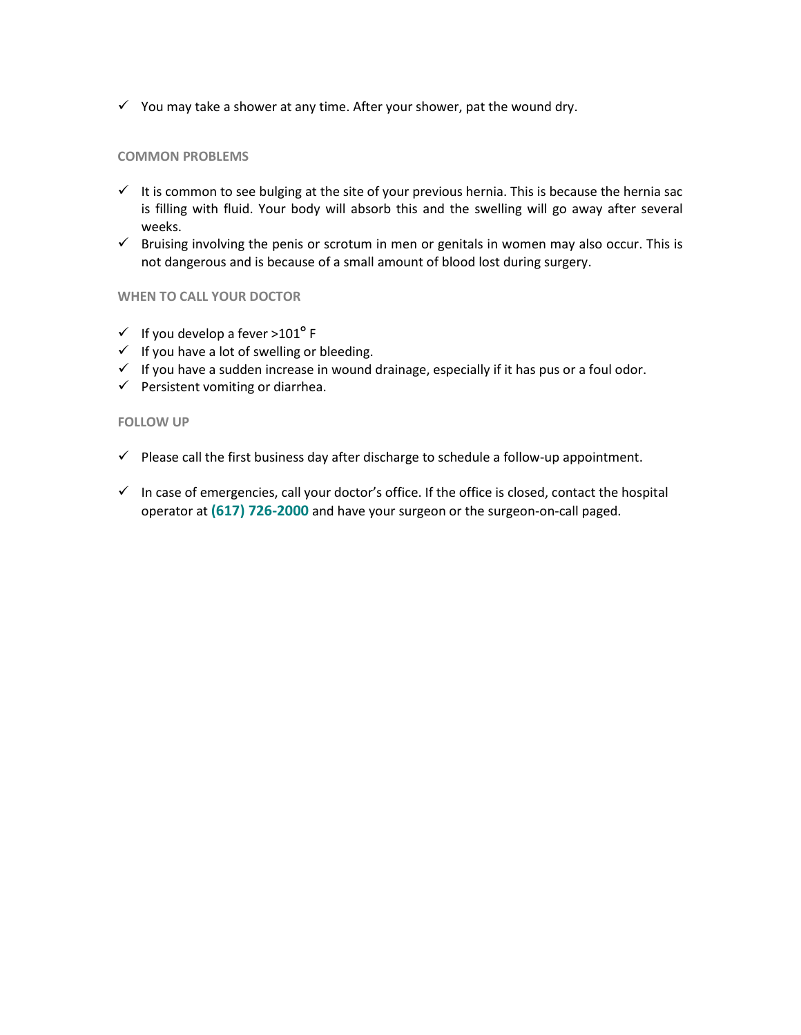- ✓ You may take a shower at any time. After your shower, pat the wound dry.

## COMMON PROBLEMS

- ✓ It is common to see bulging at the site of your previous hernia. This is because the hernia sac is filling with fluid. Your body will absorb this and the swelling will go away after several weeks.
- ✓ Bruising involving the penis or scrotum in men or genitals in women may also occur. This is not dangerous and is because of a small amount of blood lost during surgery.

## WHEN TO CALL YOUR DOCTOR

- ✓ If you develop a fever >101° F
- ✓ If you have a lot of swelling or bleeding.
- ✓ If you have a sudden increase in wound drainage, especially if it has pus or a foul odor.
- ✓ Persistent vomiting or diarrhea.

## FOLLOW UP

- ✓ Please call the first business day after discharge to schedule a follow-up appointment.
- ✓ In case of emergencies, call your doctor's office. If the office is closed, contact the hospital operator at **(617) 726-2000** and have your surgeon or the surgeon-on-call paged.